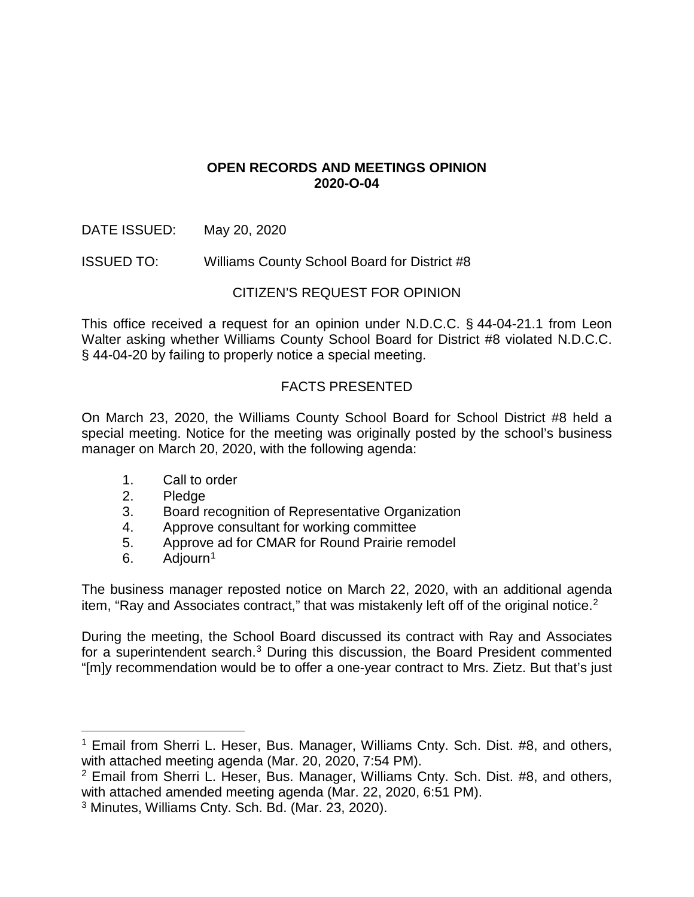**OPEN RECORDS AND MEETINGS OPINION**
**2020-O-04**

DATE ISSUED: May 20, 2020

ISSUED TO: Williams County School Board for District #8

CITIZEN'S REQUEST FOR OPINION

This office received a request for an opinion under N.D.C.C. § 44-04-21.1 from Leon Walter asking whether Williams County School Board for District #8 violated N.D.C.C. § 44-04-20 by failing to properly notice a special meeting.

FACTS PRESENTED

On March 23, 2020, the Williams County School Board for School District #8 held a special meeting. Notice for the meeting was originally posted by the school's business manager on March 20, 2020, with the following agenda:

1. Call to order
2. Pledge
3. Board recognition of Representative Organization
4. Approve consultant for working committee
5. Approve ad for CMAR for Round Prairie remodel
6. Adjourn[1]

The business manager reposted notice on March 22, 2020, with an additional agenda item, "Ray and Associates contract," that was mistakenly left off of the original notice.[2]

During the meeting, the School Board discussed its contract with Ray and Associates for a superintendent search.[3] During this discussion, the Board President commented "[m]y recommendation would be to offer a one-year contract to Mrs. Zietz. But that's just

---

[1] Email from Sherri L. Heser, Bus. Manager, Williams Cnty. Sch. Dist. #8, and others, with attached meeting agenda (Mar. 20, 2020, 7:54 PM).

[2] Email from Sherri L. Heser, Bus. Manager, Williams Cnty. Sch. Dist. #8, and others, with attached amended meeting agenda (Mar. 22, 2020, 6:51 PM).

[3] Minutes, Williams Cnty. Sch. Bd. (Mar. 23, 2020).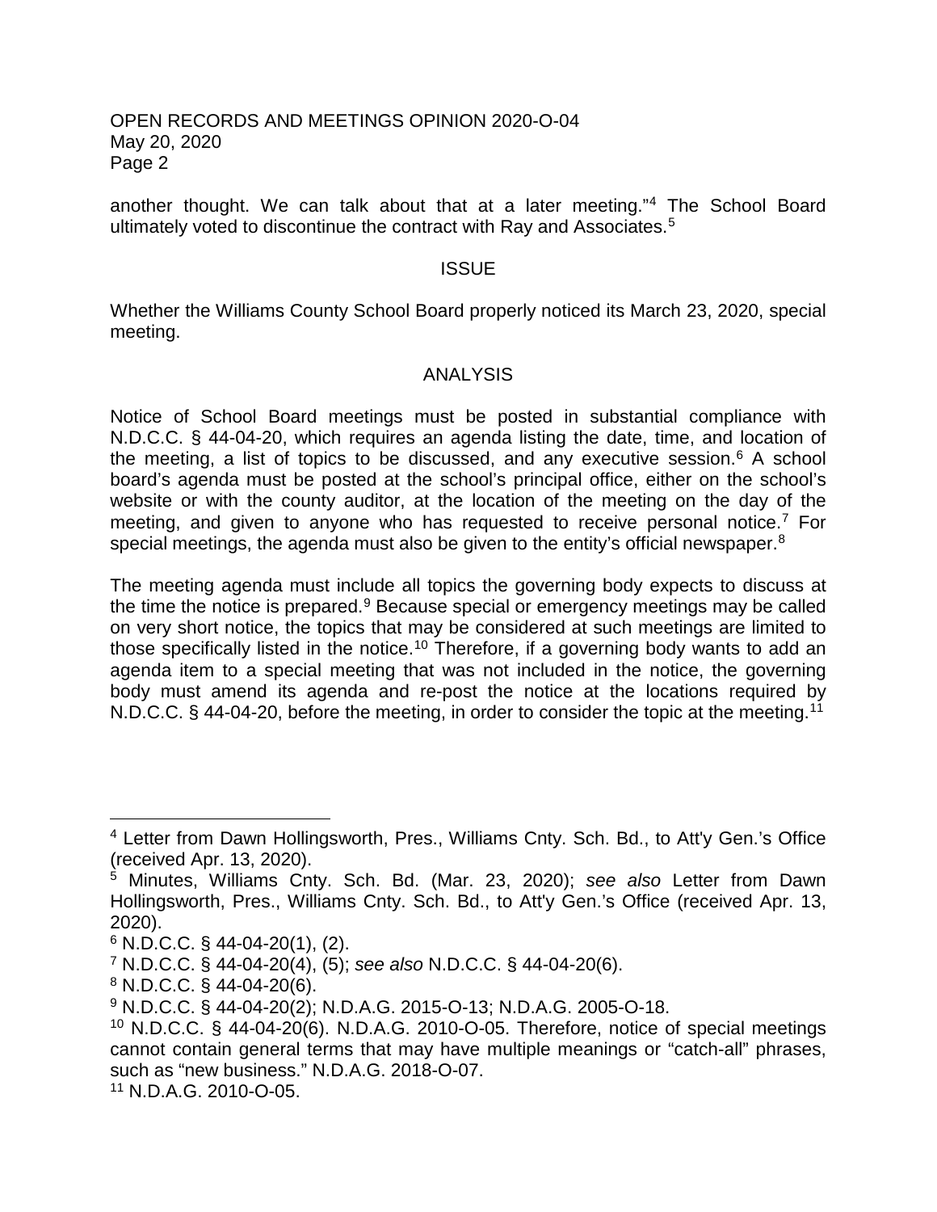another thought. We can talk about that at a later meeting."[4] The School Board ultimately voted to discontinue the contract with Ray and Associates.[5]

## ISSUE

Whether the Williams County School Board properly noticed its March 23, 2020, special meeting.

## ANALYSIS

Notice of School Board meetings must be posted in substantial compliance with N.D.C.C. § 44-04-20, which requires an agenda listing the date, time, and location of the meeting, a list of topics to be discussed, and any executive session.[6] A school board's agenda must be posted at the school's principal office, either on the school's website or with the county auditor, at the location of the meeting on the day of the meeting, and given to anyone who has requested to receive personal notice.[7] For special meetings, the agenda must also be given to the entity's official newspaper.[8]

The meeting agenda must include all topics the governing body expects to discuss at the time the notice is prepared.[9] Because special or emergency meetings may be called on very short notice, the topics that may be considered at such meetings are limited to those specifically listed in the notice.[10] Therefore, if a governing body wants to add an agenda item to a special meeting that was not included in the notice, the governing body must amend its agenda and re-post the notice at the locations required by N.D.C.C. § 44-04-20, before the meeting, in order to consider the topic at the meeting.[11]

---

[4] Letter from Dawn Hollingsworth, Pres., Williams Cnty. Sch. Bd., to Att'y Gen.'s Office (received Apr. 13, 2020).

[5] Minutes, Williams Cnty. Sch. Bd. (Mar. 23, 2020); *see also* Letter from Dawn Hollingsworth, Pres., Williams Cnty. Sch. Bd., to Att'y Gen.'s Office (received Apr. 13, 2020).

[6] N.D.C.C. § 44-04-20(1), (2).

[7] N.D.C.C. § 44-04-20(4), (5); *see also* N.D.C.C. § 44-04-20(6).

[8] N.D.C.C. § 44-04-20(6).

[9] N.D.C.C. § 44-04-20(2); N.D.A.G. 2015-O-13; N.D.A.G. 2005-O-18.

[10] N.D.C.C. § 44-04-20(6). N.D.A.G. 2010-O-05. Therefore, notice of special meetings cannot contain general terms that may have multiple meanings or "catch-all" phrases, such as "new business." N.D.A.G. 2018-O-07.

[11] N.D.A.G. 2010-O-05.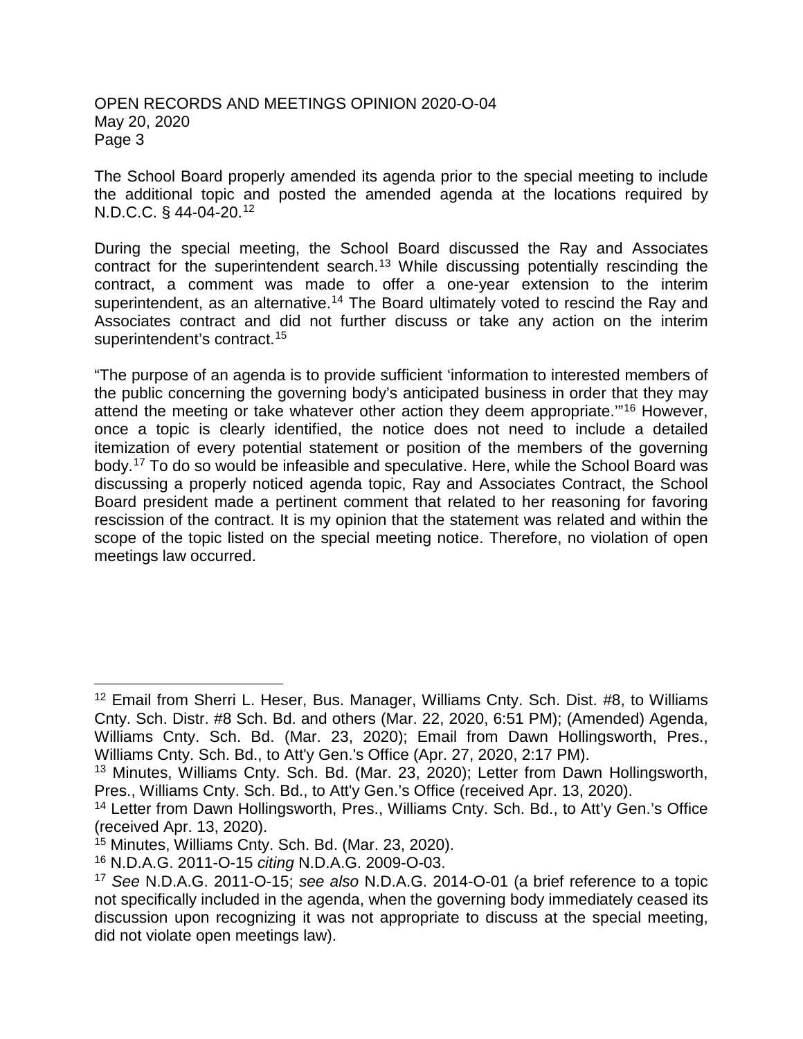The School Board properly amended its agenda prior to the special meeting to include the additional topic and posted the amended agenda at the locations required by N.D.C.C. § 44-04-20.[12]

During the special meeting, the School Board discussed the Ray and Associates contract for the superintendent search.[13] While discussing potentially rescinding the contract, a comment was made to offer a one-year extension to the interim superintendent, as an alternative.[14] The Board ultimately voted to rescind the Ray and Associates contract and did not further discuss or take any action on the interim superintendent's contract.[15]

"The purpose of an agenda is to provide sufficient 'information to interested members of the public concerning the governing body's anticipated business in order that they may attend the meeting or take whatever other action they deem appropriate.'"[16] However, once a topic is clearly identified, the notice does not need to include a detailed itemization of every potential statement or position of the members of the governing body.[17] To do so would be infeasible and speculative. Here, while the School Board was discussing a properly noticed agenda topic, Ray and Associates Contract, the School Board president made a pertinent comment that related to her reasoning for favoring rescission of the contract. It is my opinion that the statement was related and within the scope of the topic listed on the special meeting notice. Therefore, no violation of open meetings law occurred.

---

[12] Email from Sherri L. Heser, Bus. Manager, Williams Cnty. Sch. Dist. #8, to Williams Cnty. Sch. Distr. #8 Sch. Bd. and others (Mar. 22, 2020, 6:51 PM); (Amended) Agenda, Williams Cnty. Sch. Bd. (Mar. 23, 2020); Email from Dawn Hollingsworth, Pres., Williams Cnty. Sch. Bd., to Att'y Gen.'s Office (Apr. 27, 2020, 2:17 PM).

[13] Minutes, Williams Cnty. Sch. Bd. (Mar. 23, 2020); Letter from Dawn Hollingsworth, Pres., Williams Cnty. Sch. Bd., to Att'y Gen.'s Office (received Apr. 13, 2020).

[14] Letter from Dawn Hollingsworth, Pres., Williams Cnty. Sch. Bd., to Att'y Gen.'s Office (received Apr. 13, 2020).

[15] Minutes, Williams Cnty. Sch. Bd. (Mar. 23, 2020).

[16] N.D.A.G. 2011-O-15 *citing* N.D.A.G. 2009-O-03.

[17] *See* N.D.A.G. 2011-O-15; *see also* N.D.A.G. 2014-O-01 (a brief reference to a topic not specifically included in the agenda, when the governing body immediately ceased its discussion upon recognizing it was not appropriate to discuss at the special meeting, did not violate open meetings law).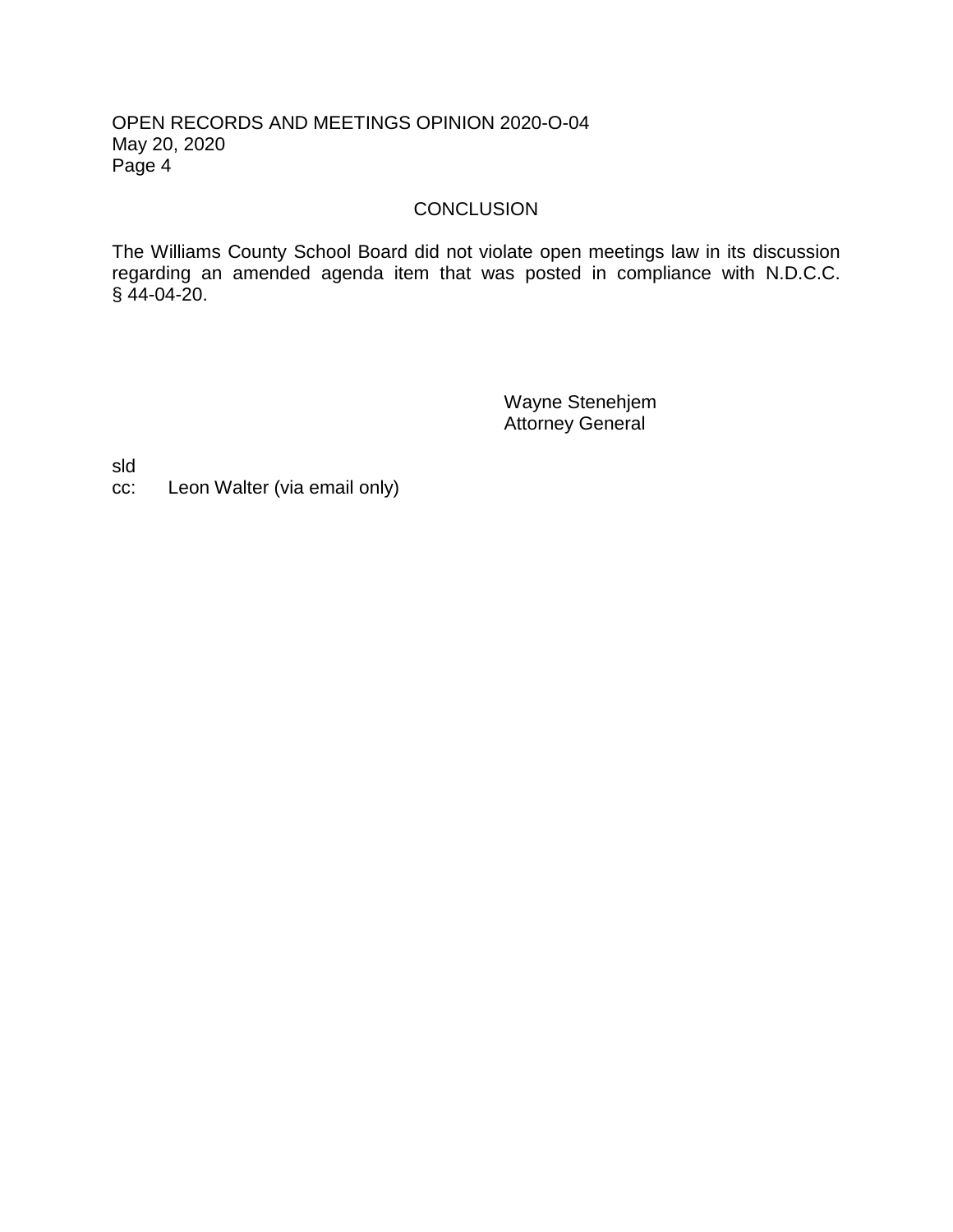## CONCLUSION

The Williams County School Board did not violate open meetings law in its discussion regarding an amended agenda item that was posted in compliance with N.D.C.C. § 44-04-20.

Wayne Stenehjem
Attorney General

sld
cc: Leon Walter (via email only)